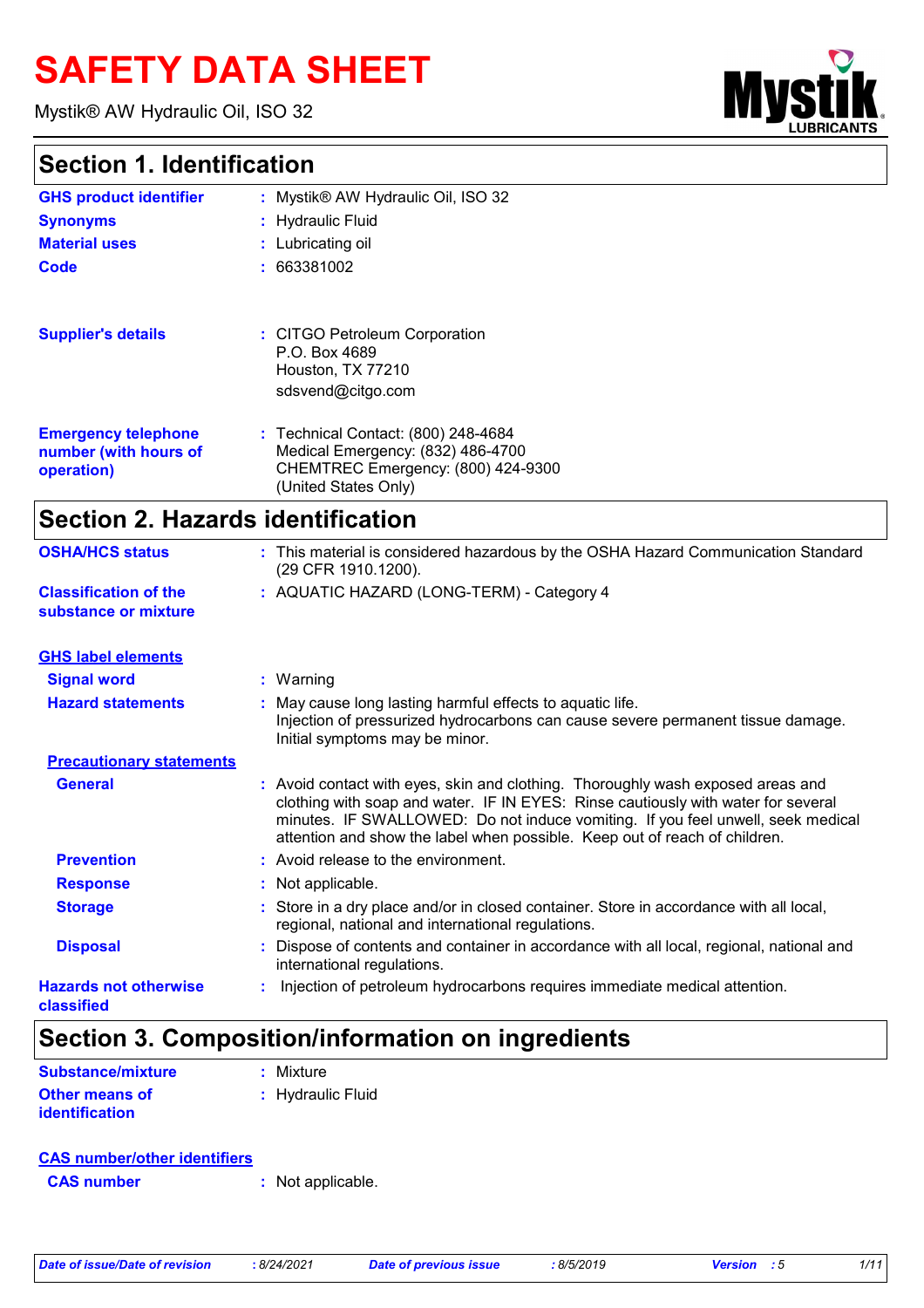# SAFETY DATA SHEET

Mystik® AW Hydraulic Oil, ISO 32

## Section 1. Identification

| | |
|---|---|
| **GHS product identifier** | : Mystik® AW Hydraulic Oil, ISO 32 |
| **Synonyms** | : Hydraulic Fluid |
| **Material uses** | : Lubricating oil |
| **Code** | : 663381002 |
| **Supplier's details** | : CITGO Petroleum Corporation<br>P.O. Box 4689<br>Houston, TX 77210<br>sdsvend@citgo.com |
| **Emergency telephone number (with hours of operation)** | : Technical Contact: (800) 248-4684<br>Medical Emergency: (832) 486-4700<br>CHEMTREC Emergency: (800) 424-9300<br>(United States Only) |

## Section 2. Hazards identification

| | |
|---|---|
| **OSHA/HCS status** | : This material is considered hazardous by the OSHA Hazard Communication Standard (29 CFR 1910.1200). |
| **Classification of the substance or mixture** | : AQUATIC HAZARD (LONG-TERM) - Category 4 |

**GHS label elements**

| | |
|---|---|
| **Signal word** | : Warning |
| **Hazard statements** | : May cause long lasting harmful effects to aquatic life.<br>Injection of pressurized hydrocarbons can cause severe permanent tissue damage. Initial symptoms may be minor. |

**Precautionary statements**

| | |
|---|---|
| **General** | : Avoid contact with eyes, skin and clothing. Thoroughly wash exposed areas and clothing with soap and water. IF IN EYES: Rinse cautiously with water for several minutes. IF SWALLOWED: Do not induce vomiting. If you feel unwell, seek medical attention and show the label when possible. Keep out of reach of children. |
| **Prevention** | : Avoid release to the environment. |
| **Response** | : Not applicable. |
| **Storage** | : Store in a dry place and/or in closed container. Store in accordance with all local, regional, national and international regulations. |
| **Disposal** | : Dispose of contents and container in accordance with all local, regional, national and international regulations. |
| **Hazards not otherwise classified** | : Injection of petroleum hydrocarbons requires immediate medical attention. |

## Section 3. Composition/information on ingredients

| | |
|---|---|
| **Substance/mixture** | : Mixture |
| **Other means of identification** | : Hydraulic Fluid |

**CAS number/other identifiers**

| | |
|---|---|
| **CAS number** | : Not applicable. |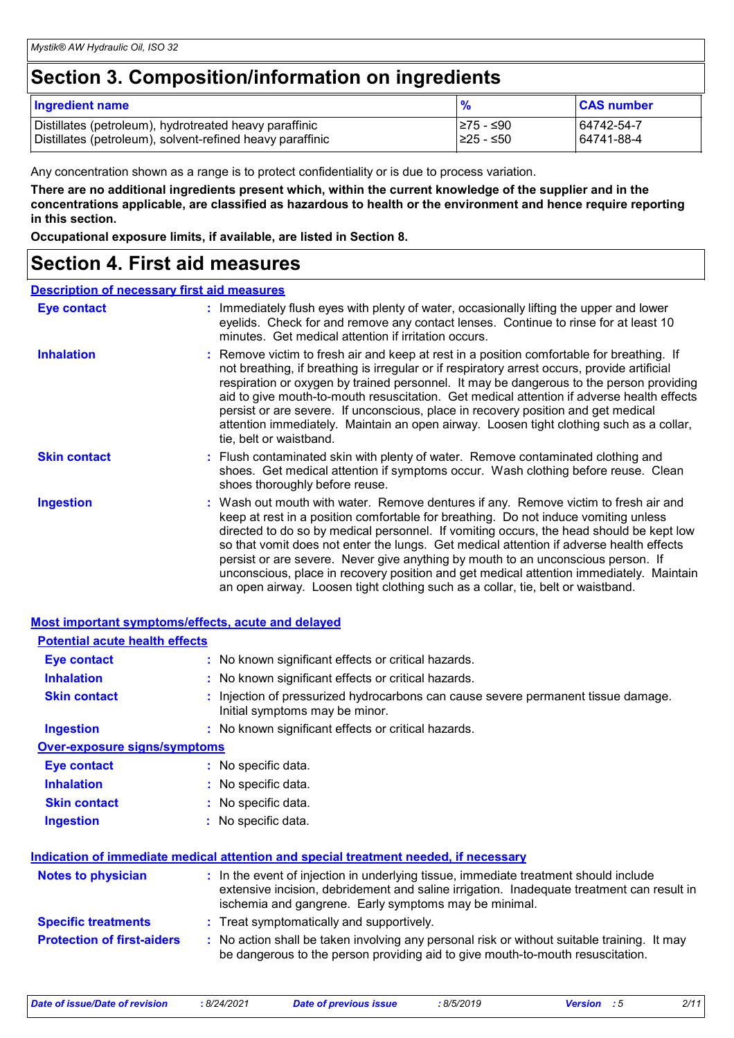# Section 3. Composition/information on ingredients

| Ingredient name | % | CAS number |
|---|---|---|
| Distillates (petroleum), hydrotreated heavy paraffinic | ≥75 - ≤90 | 64742-54-7 |
| Distillates (petroleum), solvent-refined heavy paraffinic | ≥25 - ≤50 | 64741-88-4 |

Any concentration shown as a range is to protect confidentiality or is due to process variation.

**There are no additional ingredients present which, within the current knowledge of the supplier and in the concentrations applicable, are classified as hazardous to health or the environment and hence require reporting in this section.**

**Occupational exposure limits, if available, are listed in Section 8.**

# Section 4. First aid measures

## Description of necessary first aid measures

**Eye contact** : Immediately flush eyes with plenty of water, occasionally lifting the upper and lower eyelids. Check for and remove any contact lenses. Continue to rinse for at least 10 minutes. Get medical attention if irritation occurs.

**Inhalation** : Remove victim to fresh air and keep at rest in a position comfortable for breathing. If not breathing, if breathing is irregular or if respiratory arrest occurs, provide artificial respiration or oxygen by trained personnel. It may be dangerous to the person providing aid to give mouth-to-mouth resuscitation. Get medical attention if adverse health effects persist or are severe. If unconscious, place in recovery position and get medical attention immediately. Maintain an open airway. Loosen tight clothing such as a collar, tie, belt or waistband.

**Skin contact** : Flush contaminated skin with plenty of water. Remove contaminated clothing and shoes. Get medical attention if symptoms occur. Wash clothing before reuse. Clean shoes thoroughly before reuse.

**Ingestion** : Wash out mouth with water. Remove dentures if any. Remove victim to fresh air and keep at rest in a position comfortable for breathing. Do not induce vomiting unless directed to do so by medical personnel. If vomiting occurs, the head should be kept low so that vomit does not enter the lungs. Get medical attention if adverse health effects persist or are severe. Never give anything by mouth to an unconscious person. If unconscious, place in recovery position and get medical attention immediately. Maintain an open airway. Loosen tight clothing such as a collar, tie, belt or waistband.

## Most important symptoms/effects, acute and delayed

### Potential acute health effects

**Eye contact** : No known significant effects or critical hazards.

**Inhalation** : No known significant effects or critical hazards.

**Skin contact** : Injection of pressurized hydrocarbons can cause severe permanent tissue damage. Initial symptoms may be minor.

**Ingestion** : No known significant effects or critical hazards.

### Over-exposure signs/symptoms

**Eye contact** : No specific data.

**Inhalation** : No specific data.

**Skin contact** : No specific data.

**Ingestion** : No specific data.

## Indication of immediate medical attention and special treatment needed, if necessary

**Notes to physician** : In the event of injection in underlying tissue, immediate treatment should include extensive incision, debridement and saline irrigation. Inadequate treatment can result in ischemia and gangrene. Early symptoms may be minimal.

**Specific treatments** : Treat symptomatically and supportively.

**Protection of first-aiders** : No action shall be taken involving any personal risk or without suitable training. It may be dangerous to the person providing aid to give mouth-to-mouth resuscitation.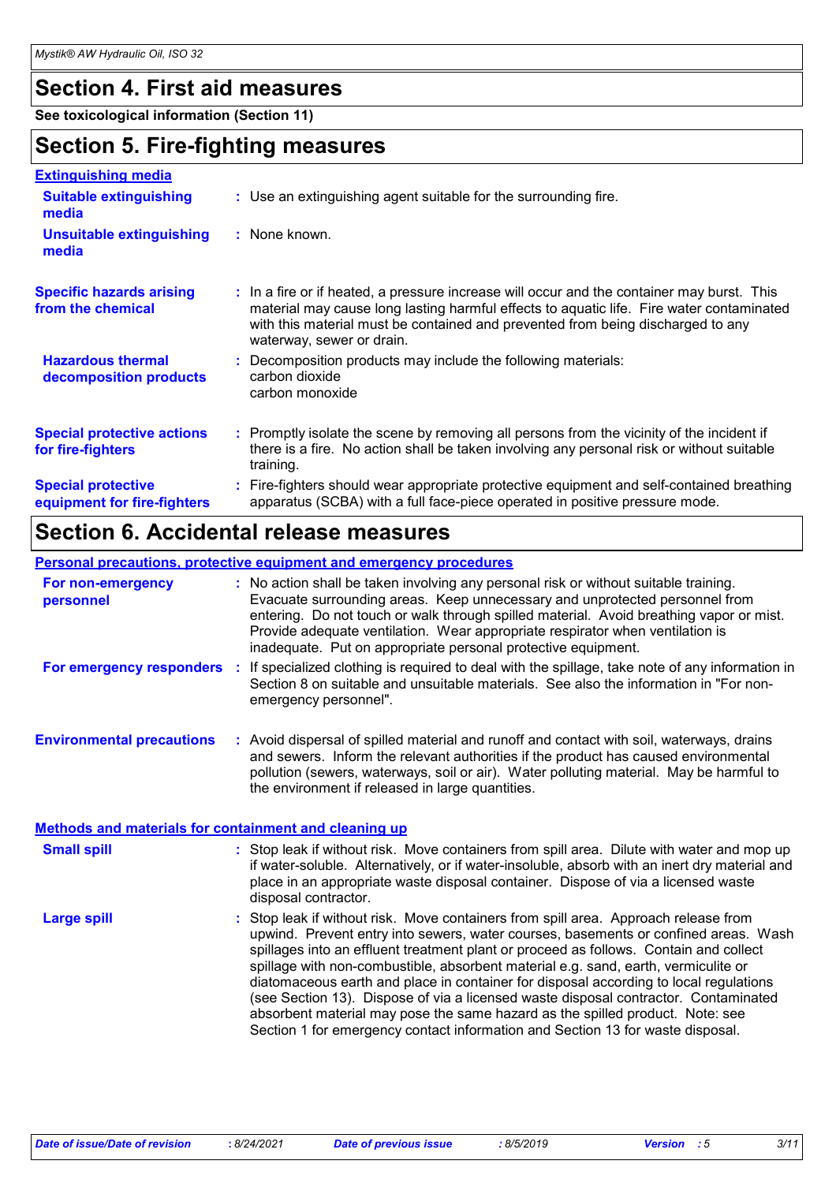## Section 4. First aid measures

**See toxicological information (Section 11)**

## Section 5. Fire-fighting measures

### Extinguishing media

**Suitable extinguishing media** : Use an extinguishing agent suitable for the surrounding fire.

**Unsuitable extinguishing media** : None known.

**Specific hazards arising from the chemical** : In a fire or if heated, a pressure increase will occur and the container may burst. This material may cause long lasting harmful effects to aquatic life. Fire water contaminated with this material must be contained and prevented from being discharged to any waterway, sewer or drain.

**Hazardous thermal decomposition products** : Decomposition products may include the following materials:
carbon dioxide
carbon monoxide

**Special protective actions for fire-fighters** : Promptly isolate the scene by removing all persons from the vicinity of the incident if there is a fire. No action shall be taken involving any personal risk or without suitable training.

**Special protective equipment for fire-fighters** : Fire-fighters should wear appropriate protective equipment and self-contained breathing apparatus (SCBA) with a full face-piece operated in positive pressure mode.

## Section 6. Accidental release measures

### Personal precautions, protective equipment and emergency procedures

**For non-emergency personnel** : No action shall be taken involving any personal risk or without suitable training. Evacuate surrounding areas. Keep unnecessary and unprotected personnel from entering. Do not touch or walk through spilled material. Avoid breathing vapor or mist. Provide adequate ventilation. Wear appropriate respirator when ventilation is inadequate. Put on appropriate personal protective equipment.

**For emergency responders** : If specialized clothing is required to deal with the spillage, take note of any information in Section 8 on suitable and unsuitable materials. See also the information in "For non-emergency personnel".

**Environmental precautions** : Avoid dispersal of spilled material and runoff and contact with soil, waterways, drains and sewers. Inform the relevant authorities if the product has caused environmental pollution (sewers, waterways, soil or air). Water polluting material. May be harmful to the environment if released in large quantities.

### Methods and materials for containment and cleaning up

**Small spill** : Stop leak if without risk. Move containers from spill area. Dilute with water and mop up if water-soluble. Alternatively, or if water-insoluble, absorb with an inert dry material and place in an appropriate waste disposal container. Dispose of via a licensed waste disposal contractor.

**Large spill** : Stop leak if without risk. Move containers from spill area. Approach release from upwind. Prevent entry into sewers, water courses, basements or confined areas. Wash spillages into an effluent treatment plant or proceed as follows. Contain and collect spillage with non-combustible, absorbent material e.g. sand, earth, vermiculite or diatomaceous earth and place in container for disposal according to local regulations (see Section 13). Dispose of via a licensed waste disposal contractor. Contaminated absorbent material may pose the same hazard as the spilled product. Note: see Section 1 for emergency contact information and Section 13 for waste disposal.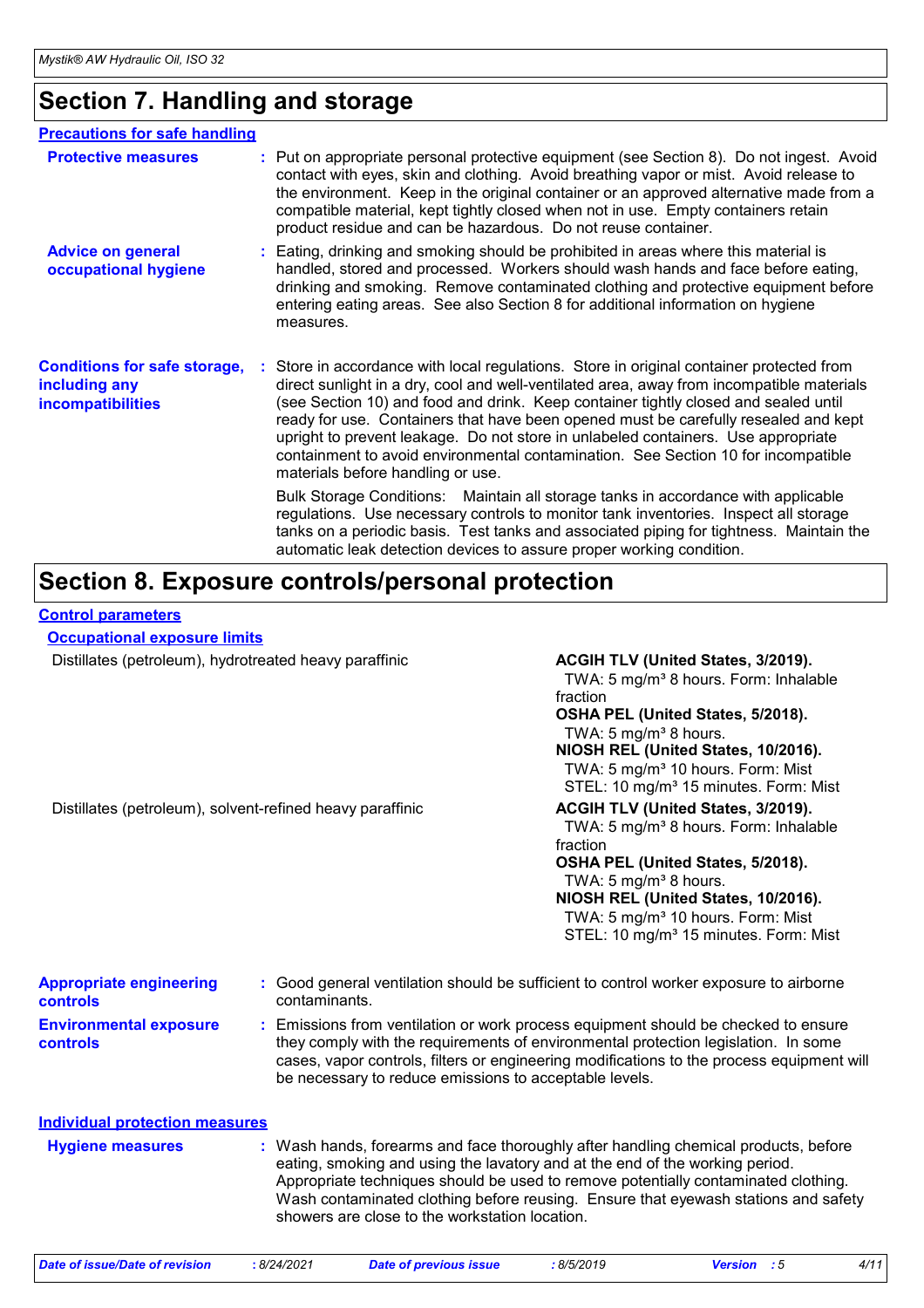# Section 7. Handling and storage

## Precautions for safe handling

**Protective measures** : Put on appropriate personal protective equipment (see Section 8). Do not ingest. Avoid contact with eyes, skin and clothing. Avoid breathing vapor or mist. Avoid release to the environment. Keep in the original container or an approved alternative made from a compatible material, kept tightly closed when not in use. Empty containers retain product residue and can be hazardous. Do not reuse container.

**Advice on general occupational hygiene** : Eating, drinking and smoking should be prohibited in areas where this material is handled, stored and processed. Workers should wash hands and face before eating, drinking and smoking. Remove contaminated clothing and protective equipment before entering eating areas. See also Section 8 for additional information on hygiene measures.

**Conditions for safe storage, including any incompatibilities** : Store in accordance with local regulations. Store in original container protected from direct sunlight in a dry, cool and well-ventilated area, away from incompatible materials (see Section 10) and food and drink. Keep container tightly closed and sealed until ready for use. Containers that have been opened must be carefully resealed and kept upright to prevent leakage. Do not store in unlabeled containers. Use appropriate containment to avoid environmental contamination. See Section 10 for incompatible materials before handling or use.

Bulk Storage Conditions: Maintain all storage tanks in accordance with applicable regulations. Use necessary controls to monitor tank inventories. Inspect all storage tanks on a periodic basis. Test tanks and associated piping for tightness. Maintain the automatic leak detection devices to assure proper working condition.

# Section 8. Exposure controls/personal protection

## Control parameters

### Occupational exposure limits

| Ingredient name | Exposure limits |
|---|---|
| Distillates (petroleum), hydrotreated heavy paraffinic | **ACGIH TLV (United States, 3/2019).**<br>TWA: 5 mg/m³ 8 hours. Form: Inhalable fraction<br>**OSHA PEL (United States, 5/2018).**<br>TWA: 5 mg/m³ 8 hours.<br>**NIOSH REL (United States, 10/2016).**<br>TWA: 5 mg/m³ 10 hours. Form: Mist<br>STEL: 10 mg/m³ 15 minutes. Form: Mist |
| Distillates (petroleum), solvent-refined heavy paraffinic | **ACGIH TLV (United States, 3/2019).**<br>TWA: 5 mg/m³ 8 hours. Form: Inhalable fraction<br>**OSHA PEL (United States, 5/2018).**<br>TWA: 5 mg/m³ 8 hours.<br>**NIOSH REL (United States, 10/2016).**<br>TWA: 5 mg/m³ 10 hours. Form: Mist<br>STEL: 10 mg/m³ 15 minutes. Form: Mist |

**Appropriate engineering controls** : Good general ventilation should be sufficient to control worker exposure to airborne contaminants.

**Environmental exposure controls** : Emissions from ventilation or work process equipment should be checked to ensure they comply with the requirements of environmental protection legislation. In some cases, vapor controls, filters or engineering modifications to the process equipment will be necessary to reduce emissions to acceptable levels.

## Individual protection measures

**Hygiene measures** : Wash hands, forearms and face thoroughly after handling chemical products, before eating, smoking and using the lavatory and at the end of the working period. Appropriate techniques should be used to remove potentially contaminated clothing. Wash contaminated clothing before reusing. Ensure that eyewash stations and safety showers are close to the workstation location.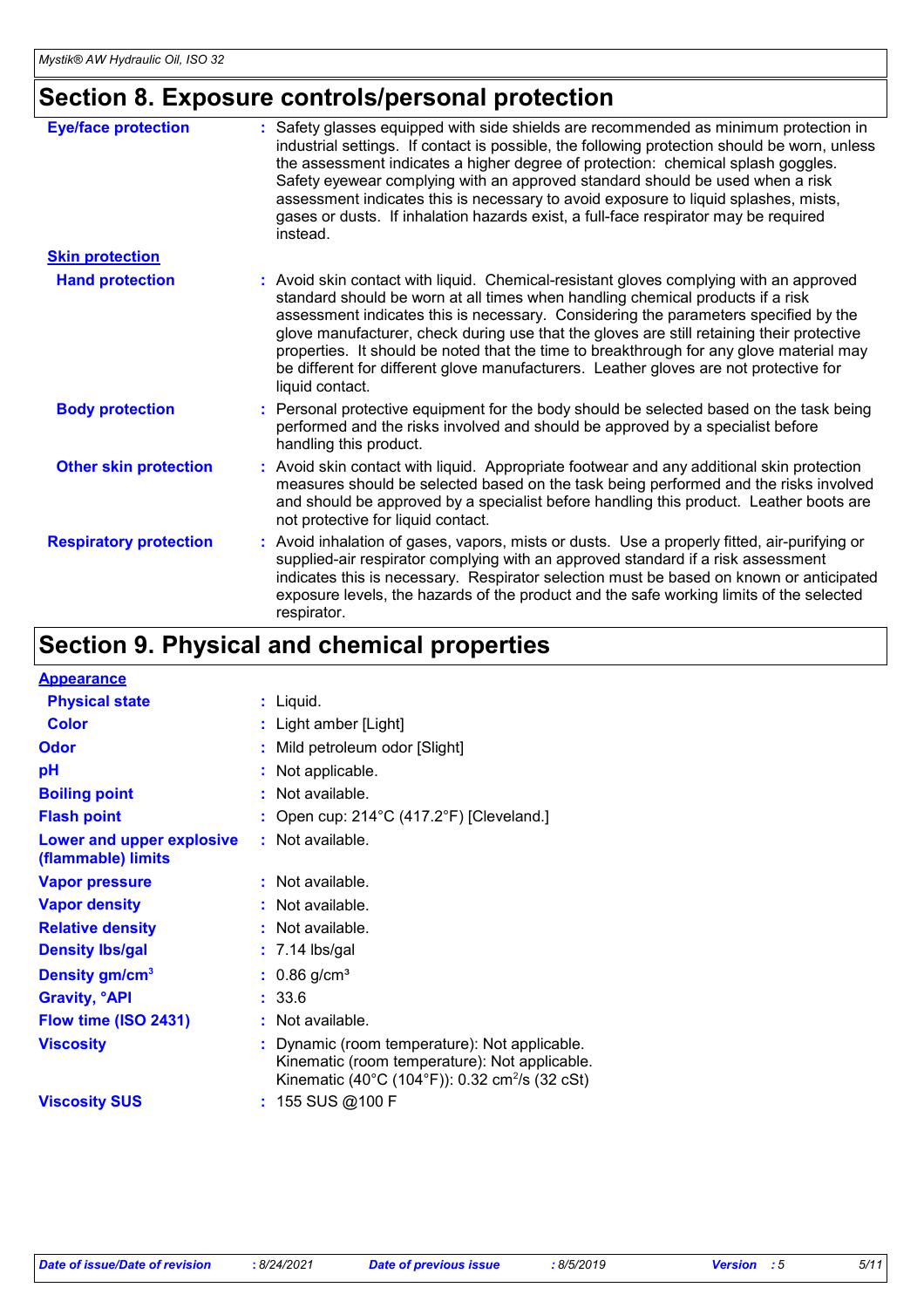# Section 8. Exposure controls/personal protection

**Eye/face protection** : Safety glasses equipped with side shields are recommended as minimum protection in industrial settings. If contact is possible, the following protection should be worn, unless the assessment indicates a higher degree of protection: chemical splash goggles. Safety eyewear complying with an approved standard should be used when a risk assessment indicates this is necessary to avoid exposure to liquid splashes, mists, gases or dusts. If inhalation hazards exist, a full-face respirator may be required instead.

**Skin protection**

**Hand protection** : Avoid skin contact with liquid. Chemical-resistant gloves complying with an approved standard should be worn at all times when handling chemical products if a risk assessment indicates this is necessary. Considering the parameters specified by the glove manufacturer, check during use that the gloves are still retaining their protective properties. It should be noted that the time to breakthrough for any glove material may be different for different glove manufacturers. Leather gloves are not protective for liquid contact.

**Body protection** : Personal protective equipment for the body should be selected based on the task being performed and the risks involved and should be approved by a specialist before handling this product.

**Other skin protection** : Avoid skin contact with liquid. Appropriate footwear and any additional skin protection measures should be selected based on the task being performed and the risks involved and should be approved by a specialist before handling this product. Leather boots are not protective for liquid contact.

**Respiratory protection** : Avoid inhalation of gases, vapors, mists or dusts. Use a properly fitted, air-purifying or supplied-air respirator complying with an approved standard if a risk assessment indicates this is necessary. Respirator selection must be based on known or anticipated exposure levels, the hazards of the product and the safe working limits of the selected respirator.

# Section 9. Physical and chemical properties

**Appearance**

**Physical state** : Liquid.

**Color** : Light amber [Light]

**Odor** : Mild petroleum odor [Slight]

**pH** : Not applicable.

**Boiling point** : Not available.

**Flash point** : Open cup: 214°C (417.2°F) [Cleveland.]

**Lower and upper explosive (flammable) limits** : Not available.

**Vapor pressure** : Not available.

**Vapor density** : Not available.

**Relative density** : Not available.

**Density lbs/gal** : 7.14 lbs/gal

**Density gm/cm$^3$** : 0.86 g/cm$^3$

**Gravity, °API** : 33.6

**Flow time (ISO 2431)** : Not available.

**Viscosity** : Dynamic (room temperature): Not applicable.
Kinematic (room temperature): Not applicable.
Kinematic (40°C (104°F)): 0.32 cm$^2$/s (32 cSt)

**Viscosity SUS** : 155 SUS @100 F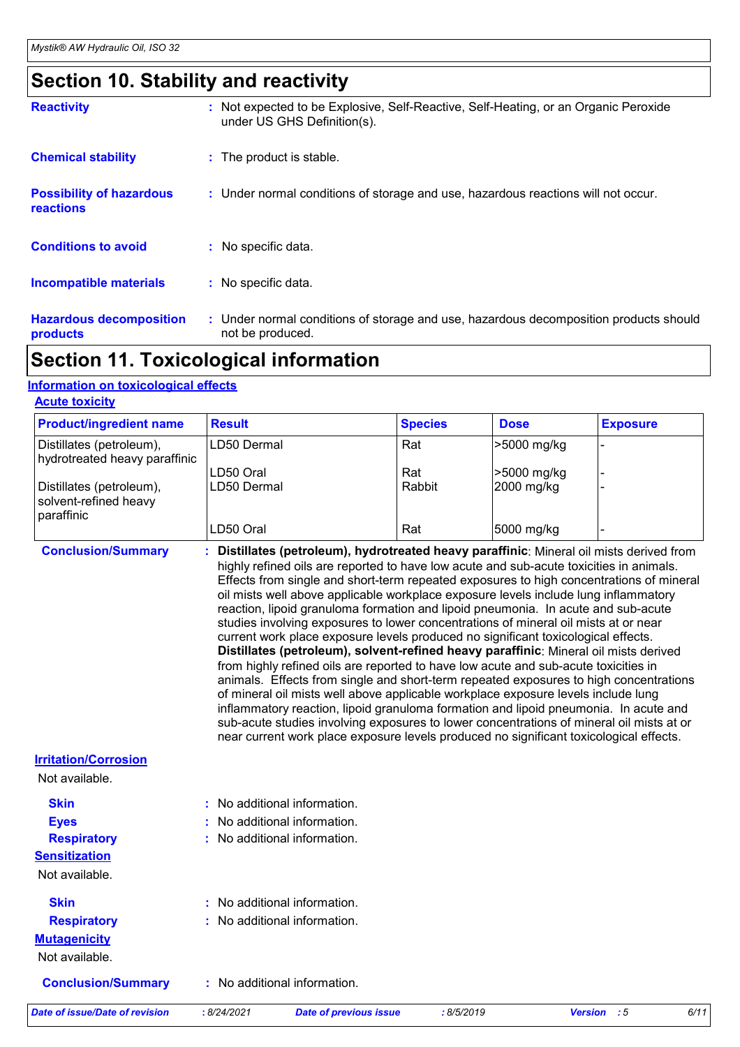# Section 10. Stability and reactivity

**Reactivity** : Not expected to be Explosive, Self-Reactive, Self-Heating, or an Organic Peroxide under US GHS Definition(s).

**Chemical stability** : The product is stable.

**Possibility of hazardous reactions** : Under normal conditions of storage and use, hazardous reactions will not occur.

**Conditions to avoid** : No specific data.

**Incompatible materials** : No specific data.

**Hazardous decomposition products** : Under normal conditions of storage and use, hazardous decomposition products should not be produced.

# Section 11. Toxicological information

## Information on toxicological effects

### Acute toxicity

| Product/ingredient name | Result | Species | Dose | Exposure |
|---|---|---|---|---|
| Distillates (petroleum), hydrotreated heavy paraffinic | LD50 Dermal | Rat | >5000 mg/kg | - |
| | LD50 Oral | Rat | >5000 mg/kg | - |
| Distillates (petroleum), solvent-refined heavy paraffinic | LD50 Dermal | Rabbit | 2000 mg/kg | - |
| | LD50 Oral | Rat | 5000 mg/kg | - |

**Conclusion/Summary** : **Distillates (petroleum), hydrotreated heavy paraffinic**: Mineral oil mists derived from highly refined oils are reported to have low acute and sub-acute toxicities in animals. Effects from single and short-term repeated exposures to high concentrations of mineral oil mists well above applicable workplace exposure levels include lung inflammatory reaction, lipoid granuloma formation and lipoid pneumonia. In acute and sub-acute studies involving exposures to lower concentrations of mineral oil mists at or near current work place exposure levels produced no significant toxicological effects.
**Distillates (petroleum), solvent-refined heavy paraffinic**: Mineral oil mists derived from highly refined oils are reported to have low acute and sub-acute toxicities in animals. Effects from single and short-term repeated exposures to high concentrations of mineral oil mists well above applicable workplace exposure levels include lung inflammatory reaction, lipoid granuloma formation and lipoid pneumonia. In acute and sub-acute studies involving exposures to lower concentrations of mineral oil mists at or near current work place exposure levels produced no significant toxicological effects.

### Irritation/Corrosion

Not available.

**Skin** : No additional information.
**Eyes** : No additional information.
**Respiratory** : No additional information.

### Sensitization

Not available.

**Skin** : No additional information.
**Respiratory** : No additional information.

### Mutagenicity

Not available.

**Conclusion/Summary** : No additional information.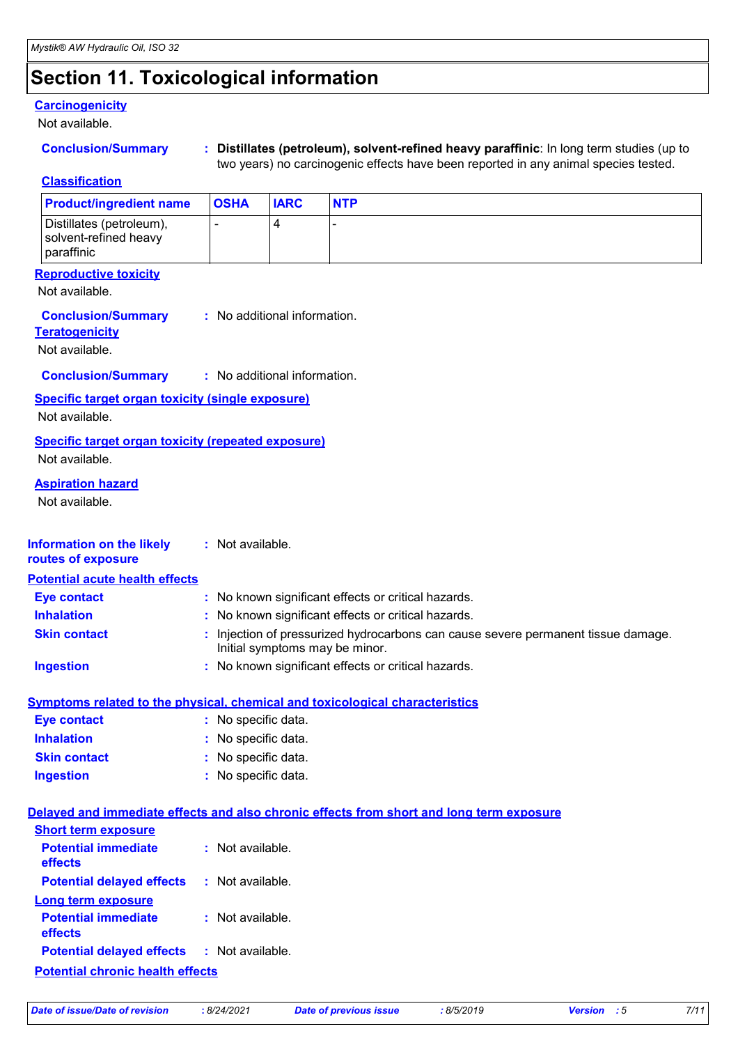# Section 11. Toxicological information

**Carcinogenicity**

Not available.

**Conclusion/Summary** : **Distillates (petroleum), solvent-refined heavy paraffinic**: In long term studies (up to two years) no carcinogenic effects have been reported in any animal species tested.

**Classification**

| Product/ingredient name | OSHA | IARC | NTP |
|---|---|---|---|
| Distillates (petroleum), solvent-refined heavy paraffinic | - | 4 | - |

**Reproductive toxicity**

Not available.

**Conclusion/Summary** : No additional information.

**Teratogenicity**

Not available.

**Conclusion/Summary** : No additional information.

**Specific target organ toxicity (single exposure)**

Not available.

**Specific target organ toxicity (repeated exposure)**

Not available.

**Aspiration hazard**

Not available.

**Information on the likely routes of exposure** : Not available.

**Potential acute health effects**

**Eye contact** : No known significant effects or critical hazards.

**Inhalation** : No known significant effects or critical hazards.

**Skin contact** : Injection of pressurized hydrocarbons can cause severe permanent tissue damage. Initial symptoms may be minor.

**Ingestion** : No known significant effects or critical hazards.

**Symptoms related to the physical, chemical and toxicological characteristics**

**Eye contact** : No specific data.

**Inhalation** : No specific data.

**Skin contact** : No specific data.

**Ingestion** : No specific data.

**Delayed and immediate effects and also chronic effects from short and long term exposure**

**Short term exposure**

**Potential immediate effects** : Not available.

**Potential delayed effects** : Not available.

**Long term exposure**

**Potential immediate effects** : Not available.

**Potential delayed effects** : Not available.

**Potential chronic health effects**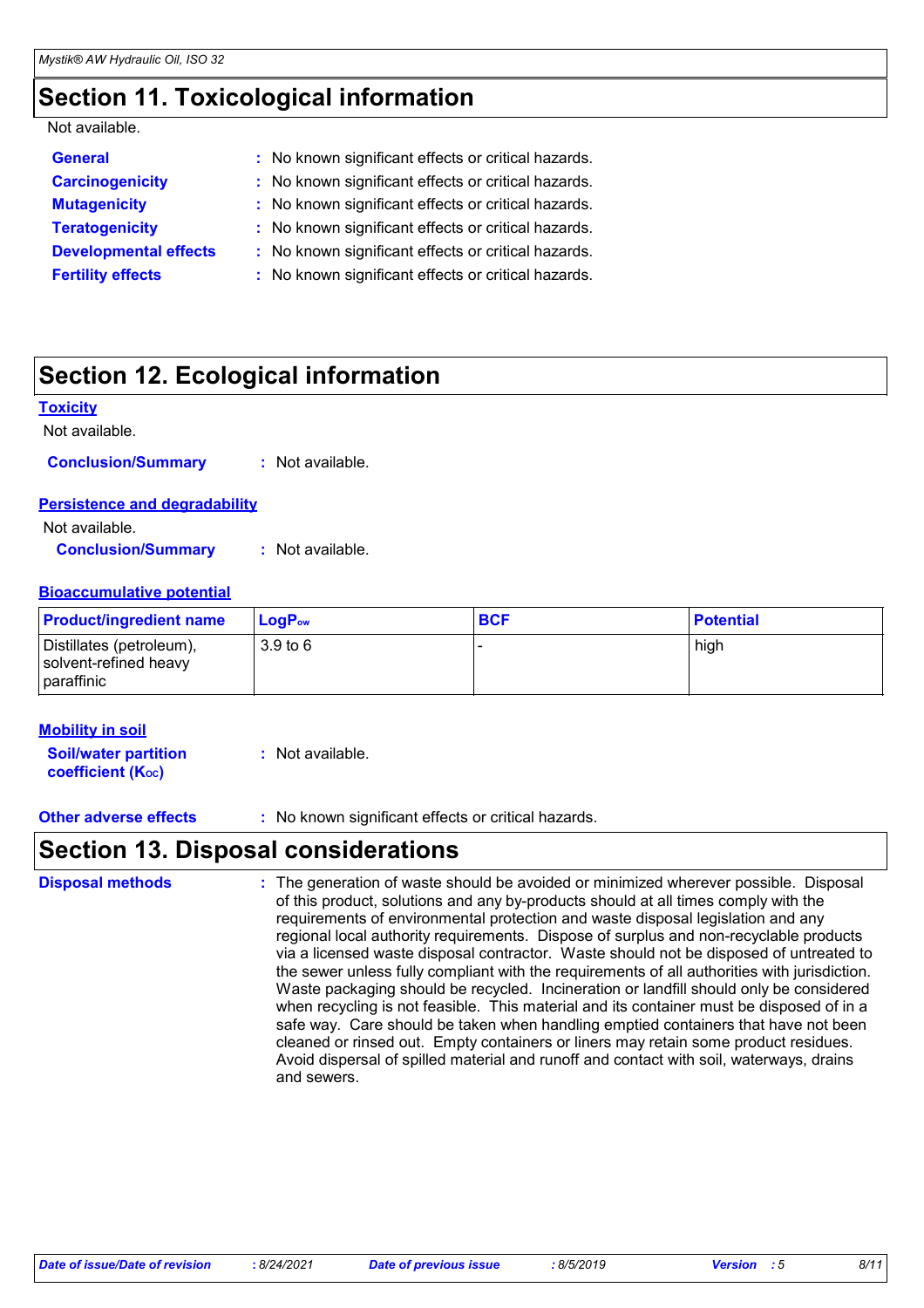## Section 11. Toxicological information

Not available.

**General** : No known significant effects or critical hazards.

**Carcinogenicity** : No known significant effects or critical hazards.

**Mutagenicity** : No known significant effects or critical hazards.

**Teratogenicity** : No known significant effects or critical hazards.

**Developmental effects** : No known significant effects or critical hazards.

**Fertility effects** : No known significant effects or critical hazards.

## Section 12. Ecological information

### Toxicity

Not available.

**Conclusion/Summary** : Not available.

### Persistence and degradability

Not available.

**Conclusion/Summary** : Not available.

### Bioaccumulative potential

| Product/ingredient name | $LogP_{ow}$ | BCF | Potential |
|---|---|---|---|
| Distillates (petroleum), solvent-refined heavy paraffinic | 3.9 to 6 | - | high |

### Mobility in soil

**Soil/water partition coefficient ($K_{oc}$)** : Not available.

**Other adverse effects** : No known significant effects or critical hazards.

## Section 13. Disposal considerations

**Disposal methods** : The generation of waste should be avoided or minimized wherever possible. Disposal of this product, solutions and any by-products should at all times comply with the requirements of environmental protection and waste disposal legislation and any regional local authority requirements. Dispose of surplus and non-recyclable products via a licensed waste disposal contractor. Waste should not be disposed of untreated to the sewer unless fully compliant with the requirements of all authorities with jurisdiction. Waste packaging should be recycled. Incineration or landfill should only be considered when recycling is not feasible. This material and its container must be disposed of in a safe way. Care should be taken when handling emptied containers that have not been cleaned or rinsed out. Empty containers or liners may retain some product residues. Avoid dispersal of spilled material and runoff and contact with soil, waterways, drains and sewers.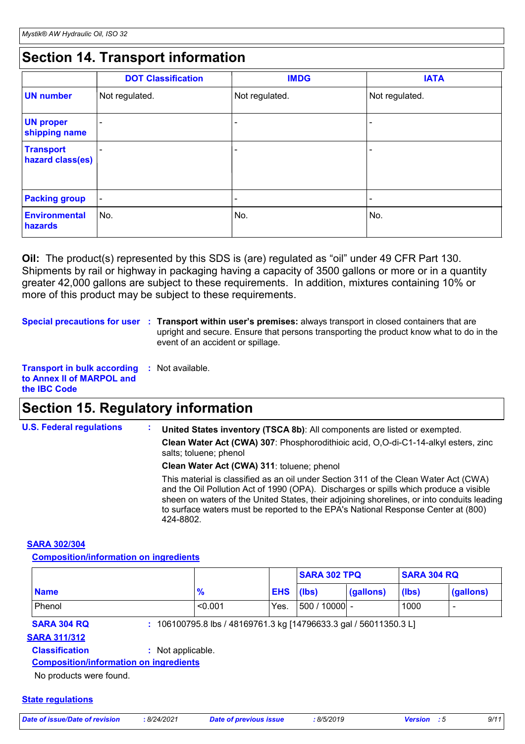## Section 14. Transport information

| | DOT Classification | IMDG | IATA |
|---|---|---|---|
| **UN number** | Not regulated. | Not regulated. | Not regulated. |
| **UN proper shipping name** | - | - | - |
| **Transport hazard class(es)** | - | - | - |
| **Packing group** | - | - | - |
| **Environmental hazards** | No. | No. | No. |

**Oil:** The product(s) represented by this SDS is (are) regulated as "oil" under 49 CFR Part 130. Shipments by rail or highway in packaging having a capacity of 3500 gallons or more or in a quantity greater 42,000 gallons are subject to these requirements. In addition, mixtures containing 10% or more of this product may be subject to these requirements.

**Special precautions for user** : **Transport within user's premises:** always transport in closed containers that are upright and secure. Ensure that persons transporting the product know what to do in the event of an accident or spillage.

**Transport in bulk according to Annex II of MARPOL and the IBC Code** : Not available.

## Section 15. Regulatory information

**U.S. Federal regulations** :

**United States inventory (TSCA 8b)**: All components are listed or exempted.

**Clean Water Act (CWA) 307**: Phosphorodithioic acid, O,O-di-C1-14-alkyl esters, zinc salts; toluene; phenol

**Clean Water Act (CWA) 311**: toluene; phenol

This material is classified as an oil under Section 311 of the Clean Water Act (CWA) and the Oil Pollution Act of 1990 (OPA). Discharges or spills which produce a visible sheen on waters of the United States, their adjoining shorelines, or into conduits leading to surface waters must be reported to the EPA's National Response Center at (800) 424-8802.

**SARA 302/304**

**Composition/information on ingredients**

| | | | SARA 302 TPQ | | SARA 304 RQ | |
|---|---|---|---|---|---|---|
| **Name** | **%** | **EHS** | **(lbs)** | **(gallons)** | **(lbs)** | **(gallons)** |
| Phenol | <0.001 | Yes. | 500 / 10000 | - | 1000 | - |

**SARA 304 RQ** : 106100795.8 lbs / 48169761.3 kg [14796633.3 gal / 56011350.3 L]

**SARA 311/312**

**Classification** : Not applicable.

**Composition/information on ingredients**

No products were found.

**State regulations**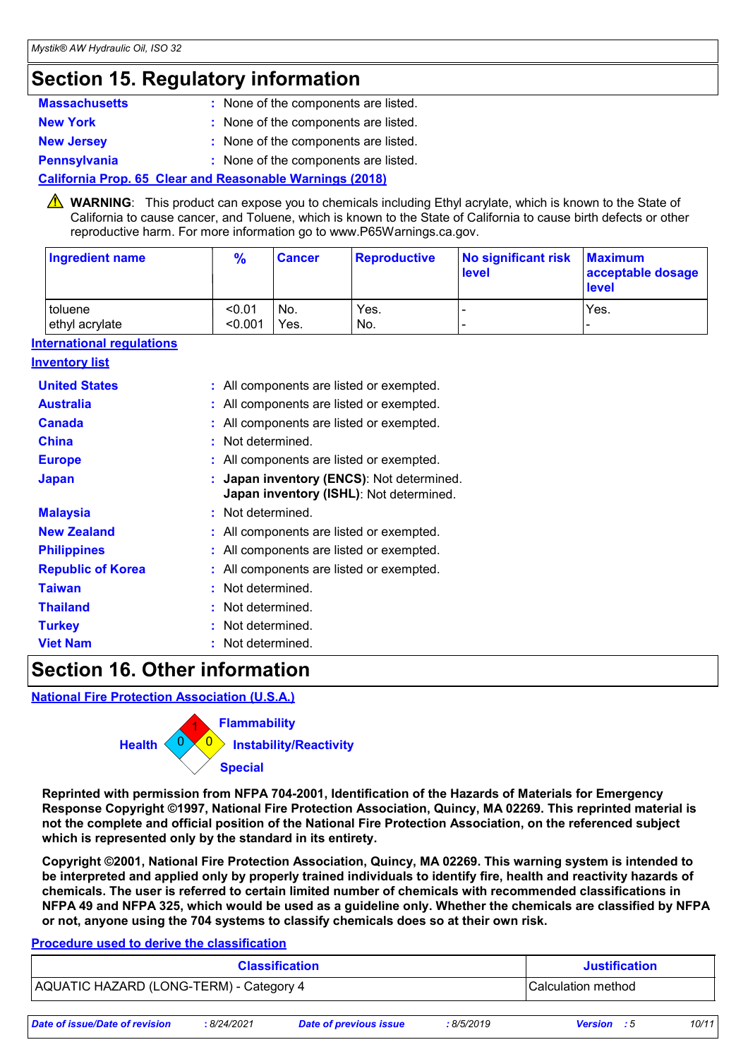## Section 15. Regulatory information

**Massachusetts** : None of the components are listed.

**New York** : None of the components are listed.

**New Jersey** : None of the components are listed.

**Pennsylvania** : None of the components are listed.

**California Prop. 65 Clear and Reasonable Warnings (2018)**

⚠ **WARNING**: This product can expose you to chemicals including Ethyl acrylate, which is known to the State of California to cause cancer, and Toluene, which is known to the State of California to cause birth defects or other reproductive harm. For more information go to www.P65Warnings.ca.gov.

| Ingredient name | % | Cancer | Reproductive | No significant risk level | Maximum acceptable dosage level |
|---|---|---|---|---|---|
| toluene | <0.01 | No. | Yes. | - | Yes. |
| ethyl acrylate | <0.001 | Yes. | No. | - | - |

**International regulations**

**Inventory list**

**United States** : All components are listed or exempted.

**Australia** : All components are listed or exempted.

**Canada** : All components are listed or exempted.

**China** : Not determined.

**Europe** : All components are listed or exempted.

**Japan** : **Japan inventory (ENCS)**: Not determined.
**Japan inventory (ISHL)**: Not determined.

**Malaysia** : Not determined.

**New Zealand** : All components are listed or exempted.

**Philippines** : All components are listed or exempted.

**Republic of Korea** : All components are listed or exempted.

**Taiwan** : Not determined.

**Thailand** : Not determined.

**Turkey** : Not determined.

**Viet Nam** : Not determined.

## Section 16. Other information

**National Fire Protection Association (U.S.A.)**

Health: 0
Flammability: 1
Instability/Reactivity: 0
Special

**Reprinted with permission from NFPA 704-2001, Identification of the Hazards of Materials for Emergency Response Copyright ©1997, National Fire Protection Association, Quincy, MA 02269. This reprinted material is not the complete and official position of the National Fire Protection Association, on the referenced subject which is represented only by the standard in its entirety.**

**Copyright ©2001, National Fire Protection Association, Quincy, MA 02269. This warning system is intended to be interpreted and applied only by properly trained individuals to identify fire, health and reactivity hazards of chemicals. The user is referred to certain limited number of chemicals with recommended classifications in NFPA 49 and NFPA 325, which would be used as a guideline only. Whether the chemicals are classified by NFPA or not, anyone using the 704 systems to classify chemicals does so at their own risk.**

**Procedure used to derive the classification**

| Classification | Justification |
|---|---|
| AQUATIC HAZARD (LONG-TERM) - Category 4 | Calculation method |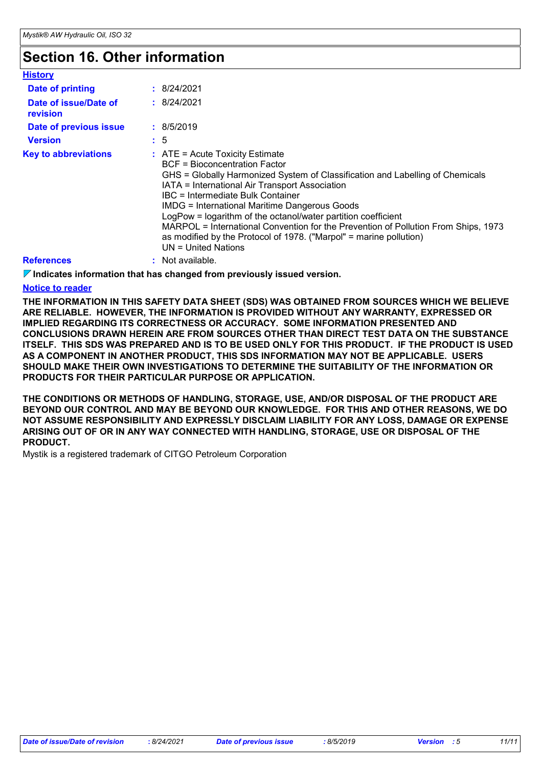# Section 16. Other information

**History**

| | |
|---|---|
| **Date of printing** | : 8/24/2021 |
| **Date of issue/Date of revision** | : 8/24/2021 |
| **Date of previous issue** | : 8/5/2019 |
| **Version** | : 5 |
| **Key to abbreviations** | : ATE = Acute Toxicity Estimate<br>BCF = Bioconcentration Factor<br>GHS = Globally Harmonized System of Classification and Labelling of Chemicals<br>IATA = International Air Transport Association<br>IBC = Intermediate Bulk Container<br>IMDG = International Maritime Dangerous Goods<br>LogPow = logarithm of the octanol/water partition coefficient<br>MARPOL = International Convention for the Prevention of Pollution From Ships, 1973 as modified by the Protocol of 1978. ("Marpol" = marine pollution)<br>UN = United Nations |
| **References** | : Not available. |

**Indicates information that has changed from previously issued version.**

**Notice to reader**

**THE INFORMATION IN THIS SAFETY DATA SHEET (SDS) WAS OBTAINED FROM SOURCES WHICH WE BELIEVE ARE RELIABLE. HOWEVER, THE INFORMATION IS PROVIDED WITHOUT ANY WARRANTY, EXPRESSED OR IMPLIED REGARDING ITS CORRECTNESS OR ACCURACY. SOME INFORMATION PRESENTED AND CONCLUSIONS DRAWN HEREIN ARE FROM SOURCES OTHER THAN DIRECT TEST DATA ON THE SUBSTANCE ITSELF. THIS SDS WAS PREPARED AND IS TO BE USED ONLY FOR THIS PRODUCT. IF THE PRODUCT IS USED AS A COMPONENT IN ANOTHER PRODUCT, THIS SDS INFORMATION MAY NOT BE APPLICABLE. USERS SHOULD MAKE THEIR OWN INVESTIGATIONS TO DETERMINE THE SUITABILITY OF THE INFORMATION OR PRODUCTS FOR THEIR PARTICULAR PURPOSE OR APPLICATION.**

**THE CONDITIONS OR METHODS OF HANDLING, STORAGE, USE, AND/OR DISPOSAL OF THE PRODUCT ARE BEYOND OUR CONTROL AND MAY BE BEYOND OUR KNOWLEDGE. FOR THIS AND OTHER REASONS, WE DO NOT ASSUME RESPONSIBILITY AND EXPRESSLY DISCLAIM LIABILITY FOR ANY LOSS, DAMAGE OR EXPENSE ARISING OUT OF OR IN ANY WAY CONNECTED WITH HANDLING, STORAGE, USE OR DISPOSAL OF THE PRODUCT.**

Mystik is a registered trademark of CITGO Petroleum Corporation